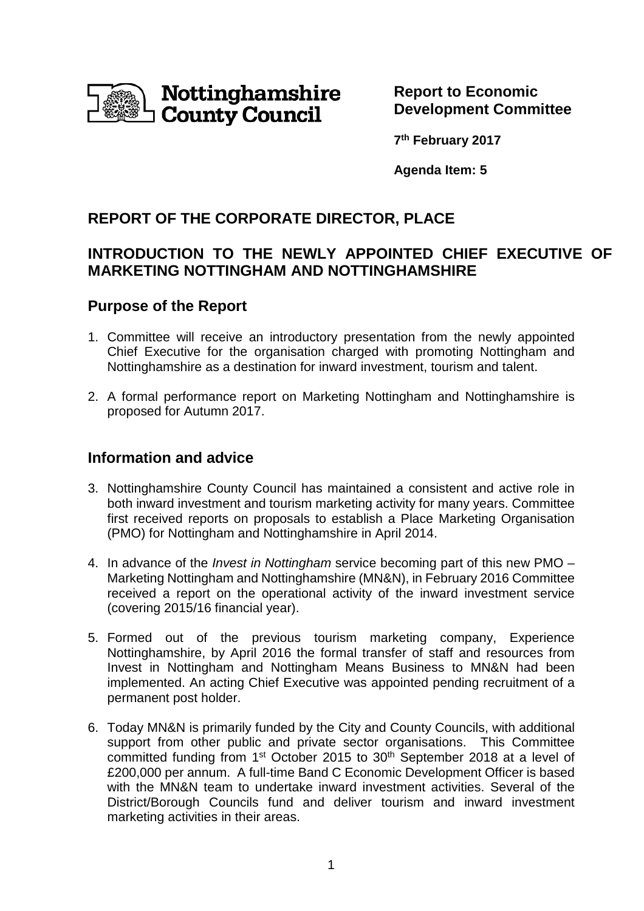Nottinghamshire County Council

**Report to Economic Development Committee**

**7th February 2017**

**Agenda Item: 5**

## REPORT OF THE CORPORATE DIRECTOR, PLACE

## INTRODUCTION TO THE NEWLY APPOINTED CHIEF EXECUTIVE OF MARKETING NOTTINGHAM AND NOTTINGHAMSHIRE

### Purpose of the Report

1. Committee will receive an introductory presentation from the newly appointed Chief Executive for the organisation charged with promoting Nottingham and Nottinghamshire as a destination for inward investment, tourism and talent.

2. A formal performance report on Marketing Nottingham and Nottinghamshire is proposed for Autumn 2017.

### Information and advice

3. Nottinghamshire County Council has maintained a consistent and active role in both inward investment and tourism marketing activity for many years. Committee first received reports on proposals to establish a Place Marketing Organisation (PMO) for Nottingham and Nottinghamshire in April 2014.

4. In advance of the *Invest in Nottingham* service becoming part of this new PMO – Marketing Nottingham and Nottinghamshire (MN&N), in February 2016 Committee received a report on the operational activity of the inward investment service (covering 2015/16 financial year).

5. Formed out of the previous tourism marketing company, Experience Nottinghamshire, by April 2016 the formal transfer of staff and resources from Invest in Nottingham and Nottingham Means Business to MN&N had been implemented. An acting Chief Executive was appointed pending recruitment of a permanent post holder.

6. Today MN&N is primarily funded by the City and County Councils, with additional support from other public and private sector organisations. This Committee committed funding from 1st October 2015 to 30th September 2018 at a level of £200,000 per annum. A full-time Band C Economic Development Officer is based with the MN&N team to undertake inward investment activities. Several of the District/Borough Councils fund and deliver tourism and inward investment marketing activities in their areas.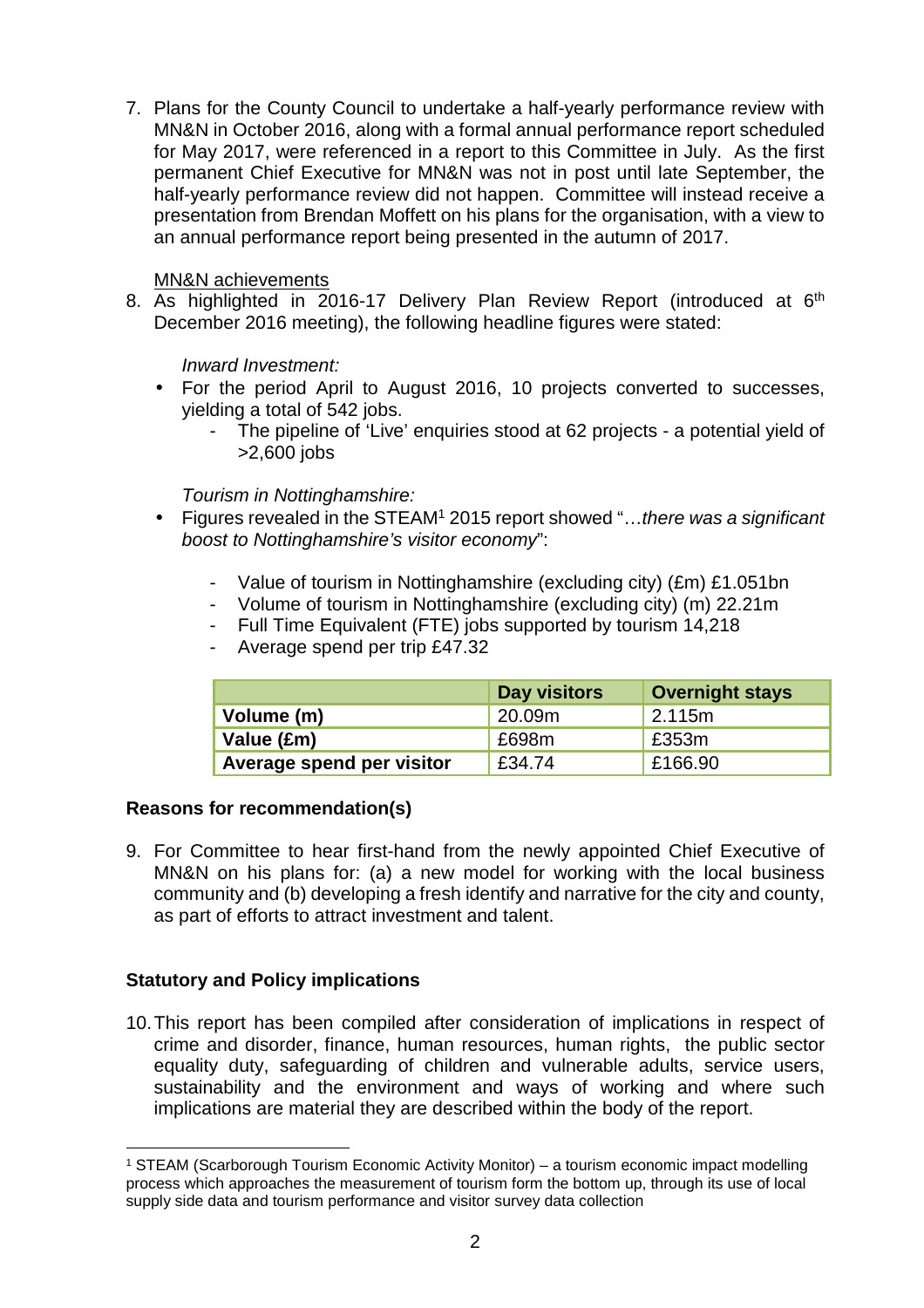7. Plans for the County Council to undertake a half-yearly performance review with MN&N in October 2016, along with a formal annual performance report scheduled for May 2017, were referenced in a report to this Committee in July. As the first permanent Chief Executive for MN&N was not in post until late September, the half-yearly performance review did not happen. Committee will instead receive a presentation from Brendan Moffett on his plans for the organisation, with a view to an annual performance report being presented in the autumn of 2017.

<u>MN&N achievements</u>

8. As highlighted in 2016-17 Delivery Plan Review Report (introduced at 6th December 2016 meeting), the following headline figures were stated:

   *Inward Investment:*

   - For the period April to August 2016, 10 projects converted to successes, yielding a total of 542 jobs.
     - The pipeline of 'Live' enquiries stood at 62 projects - a potential yield of >2,600 jobs

   *Tourism in Nottinghamshire:*

   - Figures revealed in the STEAM[1] 2015 report showed "…*there was a significant boost to Nottinghamshire's visitor economy*":
     - Value of tourism in Nottinghamshire (excluding city) (£m) £1.051bn
     - Volume of tourism in Nottinghamshire (excluding city) (m) 22.21m
     - Full Time Equivalent (FTE) jobs supported by tourism 14,218
     - Average spend per trip £47.32

| | Day visitors | Overnight stays |
|---|---|---|
| **Volume (m)** | 20.09m | 2.115m |
| **Value (£m)** | £698m | £353m |
| **Average spend per visitor** | £34.74 | £166.90 |

**Reasons for recommendation(s)**

9. For Committee to hear first-hand from the newly appointed Chief Executive of MN&N on his plans for: (a) a new model for working with the local business community and (b) developing a fresh identify and narrative for the city and county, as part of efforts to attract investment and talent.

**Statutory and Policy implications**

10. This report has been compiled after consideration of implications in respect of crime and disorder, finance, human resources, human rights, the public sector equality duty, safeguarding of children and vulnerable adults, service users, sustainability and the environment and ways of working and where such implications are material they are described within the body of the report.

---

[1] STEAM (Scarborough Tourism Economic Activity Monitor) – a tourism economic impact modelling process which approaches the measurement of tourism form the bottom up, through its use of local supply side data and tourism performance and visitor survey data collection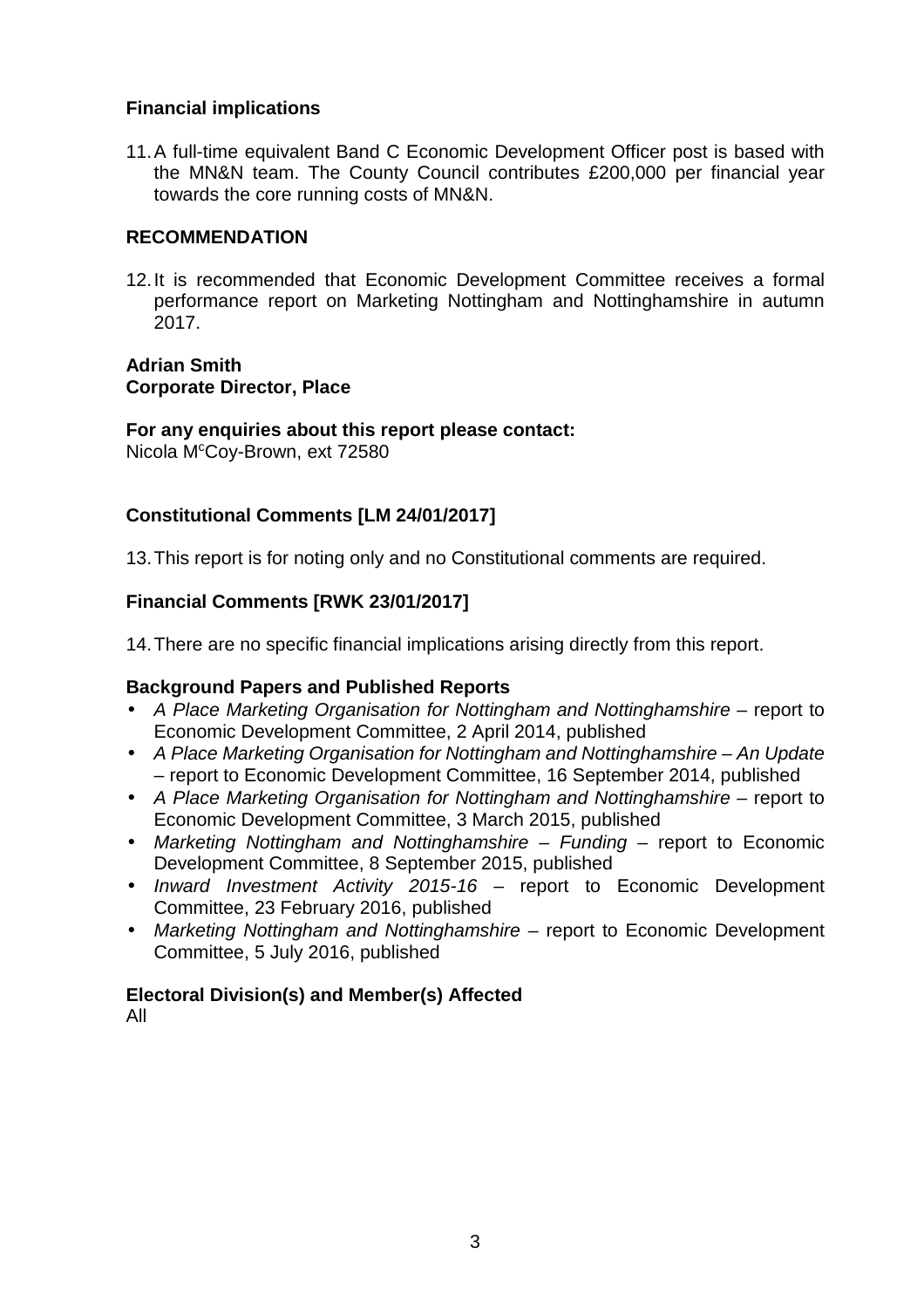**Financial implications**

11. A full-time equivalent Band C Economic Development Officer post is based with the MN&N team. The County Council contributes £200,000 per financial year towards the core running costs of MN&N.

**RECOMMENDATION**

12. It is recommended that Economic Development Committee receives a formal performance report on Marketing Nottingham and Nottinghamshire in autumn 2017.

**Adrian Smith**
**Corporate Director, Place**

**For any enquiries about this report please contact:**
Nicola McCoy-Brown, ext 72580

**Constitutional Comments [LM 24/01/2017]**

13. This report is for noting only and no Constitutional comments are required.

**Financial Comments [RWK 23/01/2017]**

14. There are no specific financial implications arising directly from this report.

**Background Papers and Published Reports**

- *A Place Marketing Organisation for Nottingham and Nottinghamshire* – report to Economic Development Committee, 2 April 2014, published
- *A Place Marketing Organisation for Nottingham and Nottinghamshire – An Update* – report to Economic Development Committee, 16 September 2014, published
- *A Place Marketing Organisation for Nottingham and Nottinghamshire* – report to Economic Development Committee, 3 March 2015, published
- *Marketing Nottingham and Nottinghamshire – Funding* – report to Economic Development Committee, 8 September 2015, published
- *Inward Investment Activity 2015-16* – report to Economic Development Committee, 23 February 2016, published
- *Marketing Nottingham and Nottinghamshire* – report to Economic Development Committee, 5 July 2016, published

**Electoral Division(s) and Member(s) Affected**
All